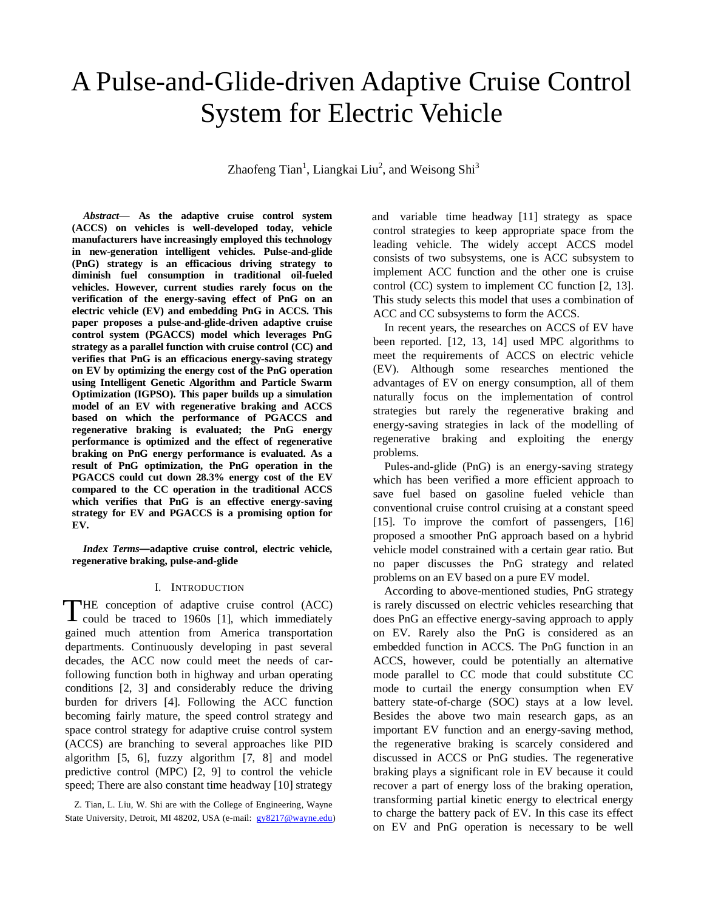# A Pulse-and-Glide-driven Adaptive Cruise Control System for Electric Vehicle

Zhaofeng Tian[1], Liangkai Liu[2], and Weisong Shi[3]

***Abstract*— As the adaptive cruise control system (ACCS) on vehicles is well-developed today, vehicle manufacturers have increasingly employed this technology in new-generation intelligent vehicles. Pulse-and-glide (PnG) strategy is an efficacious driving strategy to diminish fuel consumption in traditional oil-fueled vehicles. However, current studies rarely focus on the verification of the energy-saving effect of PnG on an electric vehicle (EV) and embedding PnG in ACCS. This paper proposes a pulse-and-glide-driven adaptive cruise control system (PGACCS) model which leverages PnG strategy as a parallel function with cruise control (CC) and verifies that PnG is an efficacious energy-saving strategy on EV by optimizing the energy cost of the PnG operation using Intelligent Genetic Algorithm and Particle Swarm Optimization (IGPSO). This paper builds up a simulation model of an EV with regenerative braking and ACCS based on which the performance of PGACCS and regenerative braking is evaluated; the PnG energy performance is optimized and the effect of regenerative braking on PnG energy performance is evaluated. As a result of PnG optimization, the PnG operation in the PGACCS could cut down 28.3% energy cost of the EV compared to the CC operation in the traditional ACCS which verifies that PnG is an effective energy-saving strategy for EV and PGACCS is a promising option for EV.**

***Index Terms*—adaptive cruise control, electric vehicle, regenerative braking, pulse-and-glide**

## I. Introduction

THE conception of adaptive cruise control (ACC) could be traced to 1960s [1], which immediately gained much attention from America transportation departments. Continuously developing in past several decades, the ACC now could meet the needs of car-following function both in highway and urban operating conditions [2, 3] and considerably reduce the driving burden for drivers [4]. Following the ACC function becoming fairly mature, the speed control strategy and space control strategy for adaptive cruise control system (ACCS) are branching to several approaches like PID algorithm [5, 6], fuzzy algorithm [7, 8] and model predictive control (MPC) [2, 9] to control the vehicle speed; There are also constant time headway [10] strategy and variable time headway [11] strategy as space control strategies to keep appropriate space from the leading vehicle. The widely accept ACCS model consists of two subsystems, one is ACC subsystem to implement ACC function and the other one is cruise control (CC) system to implement CC function [2, 13]. This study selects this model that uses a combination of ACC and CC subsystems to form the ACCS.

Z. Tian, L. Liu, W. Shi are with the College of Engineering, Wayne State University, Detroit, MI 48202, USA (e-mail: gy8217@wayne.edu)

In recent years, the researches on ACCS of EV have been reported. [12, 13, 14] used MPC algorithms to meet the requirements of ACCS on electric vehicle (EV). Although some researches mentioned the advantages of EV on energy consumption, all of them naturally focus on the implementation of control strategies but rarely the regenerative braking and energy-saving strategies in lack of the modelling of regenerative braking and exploiting the energy problems.

Pules-and-glide (PnG) is an energy-saving strategy which has been verified a more efficient approach to save fuel based on gasoline fueled vehicle than conventional cruise control cruising at a constant speed [15]. To improve the comfort of passengers, [16] proposed a smoother PnG approach based on a hybrid vehicle model constrained with a certain gear ratio. But no paper discusses the PnG strategy and related problems on an EV based on a pure EV model.

According to above-mentioned studies, PnG strategy is rarely discussed on electric vehicles researching that does PnG an effective energy-saving approach to apply on EV. Rarely also the PnG is considered as an embedded function in ACCS. The PnG function in an ACCS, however, could be potentially an alternative mode parallel to CC mode that could substitute CC mode to curtail the energy consumption when EV battery state-of-charge (SOC) stays at a low level. Besides the above two main research gaps, as an important EV function and an energy-saving method, the regenerative braking is scarcely considered and discussed in ACCS or PnG studies. The regenerative braking plays a significant role in EV because it could recover a part of energy loss of the braking operation, transforming partial kinetic energy to electrical energy to charge the battery pack of EV. In this case its effect on EV and PnG operation is necessary to be well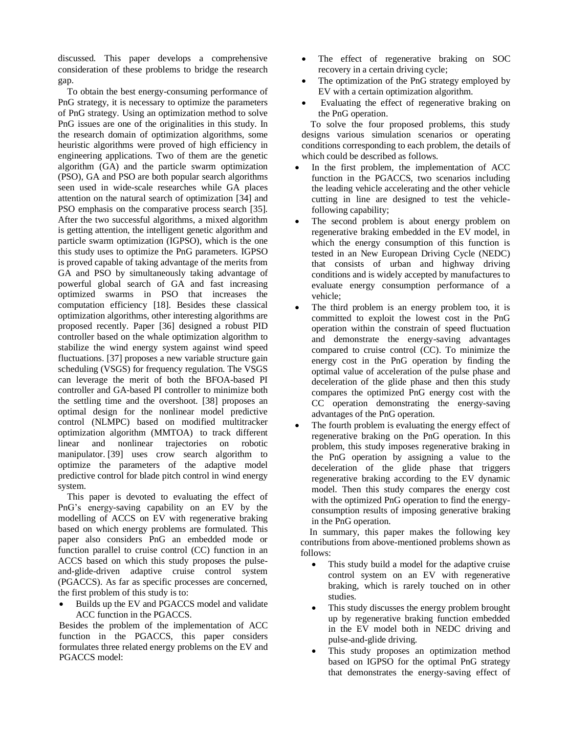discussed. This paper develops a comprehensive consideration of these problems to bridge the research gap.

To obtain the best energy-consuming performance of PnG strategy, it is necessary to optimize the parameters of PnG strategy. Using an optimization method to solve PnG issues are one of the originalities in this study. In the research domain of optimization algorithms, some heuristic algorithms were proved of high efficiency in engineering applications. Two of them are the genetic algorithm (GA) and the particle swarm optimization (PSO), GA and PSO are both popular search algorithms seen used in wide-scale researches while GA places attention on the natural search of optimization [34] and PSO emphasis on the comparative process search [35]. After the two successful algorithms, a mixed algorithm is getting attention, the intelligent genetic algorithm and particle swarm optimization (IGPSO), which is the one this study uses to optimize the PnG parameters. IGPSO is proved capable of taking advantage of the merits from GA and PSO by simultaneously taking advantage of powerful global search of GA and fast increasing optimized swarms in PSO that increases the computation efficiency [18]. Besides these classical optimization algorithms, other interesting algorithms are proposed recently. Paper [36] designed a robust PID controller based on the whale optimization algorithm to stabilize the wind energy system against wind speed fluctuations. [37] proposes a new variable structure gain scheduling (VSGS) for frequency regulation. The VSGS can leverage the merit of both the BFOA-based PI controller and GA-based PI controller to minimize both the settling time and the overshoot. [38] proposes an optimal design for the nonlinear model predictive control (NLMPC) based on modified multitracker optimization algorithm (MMTOA) to track different linear and nonlinear trajectories on robotic manipulator. [39] uses crow search algorithm to optimize the parameters of the adaptive model predictive control for blade pitch control in wind energy system.

This paper is devoted to evaluating the effect of PnG's energy-saving capability on an EV by the modelling of ACCS on EV with regenerative braking based on which energy problems are formulated. This paper also considers PnG an embedded mode or function parallel to cruise control (CC) function in an ACCS based on which this study proposes the pulse-and-glide-driven adaptive cruise control system (PGACCS). As far as specific processes are concerned, the first problem of this study is to:

- Builds up the EV and PGACCS model and validate ACC function in the PGACCS.

Besides the problem of the implementation of ACC function in the PGACCS, this paper considers formulates three related energy problems on the EV and PGACCS model:

- The effect of regenerative braking on SOC recovery in a certain driving cycle;
- The optimization of the PnG strategy employed by EV with a certain optimization algorithm.
- Evaluating the effect of regenerative braking on the PnG operation.

To solve the four proposed problems, this study designs various simulation scenarios or operating conditions corresponding to each problem, the details of which could be described as follows.

- In the first problem, the implementation of ACC function in the PGACCS, two scenarios including the leading vehicle accelerating and the other vehicle cutting in line are designed to test the vehicle-following capability;
- The second problem is about energy problem on regenerative braking embedded in the EV model, in which the energy consumption of this function is tested in an New European Driving Cycle (NEDC) that consists of urban and highway driving conditions and is widely accepted by manufactures to evaluate energy consumption performance of a vehicle;
- The third problem is an energy problem too, it is committed to exploit the lowest cost in the PnG operation within the constrain of speed fluctuation and demonstrate the energy-saving advantages compared to cruise control (CC). To minimize the energy cost in the PnG operation by finding the optimal value of acceleration of the pulse phase and deceleration of the glide phase and then this study compares the optimized PnG energy cost with the CC operation demonstrating the energy-saving advantages of the PnG operation.
- The fourth problem is evaluating the energy effect of regenerative braking on the PnG operation. In this problem, this study imposes regenerative braking in the PnG operation by assigning a value to the deceleration of the glide phase that triggers regenerative braking according to the EV dynamic model. Then this study compares the energy cost with the optimized PnG operation to find the energy-consumption results of imposing generative braking in the PnG operation.

In summary, this paper makes the following key contributions from above-mentioned problems shown as follows:

- This study build a model for the adaptive cruise control system on an EV with regenerative braking, which is rarely touched on in other studies.
- This study discusses the energy problem brought up by regenerative braking function embedded in the EV model both in NEDC driving and pulse-and-glide driving.
- This study proposes an optimization method based on IGPSO for the optimal PnG strategy that demonstrates the energy-saving effect of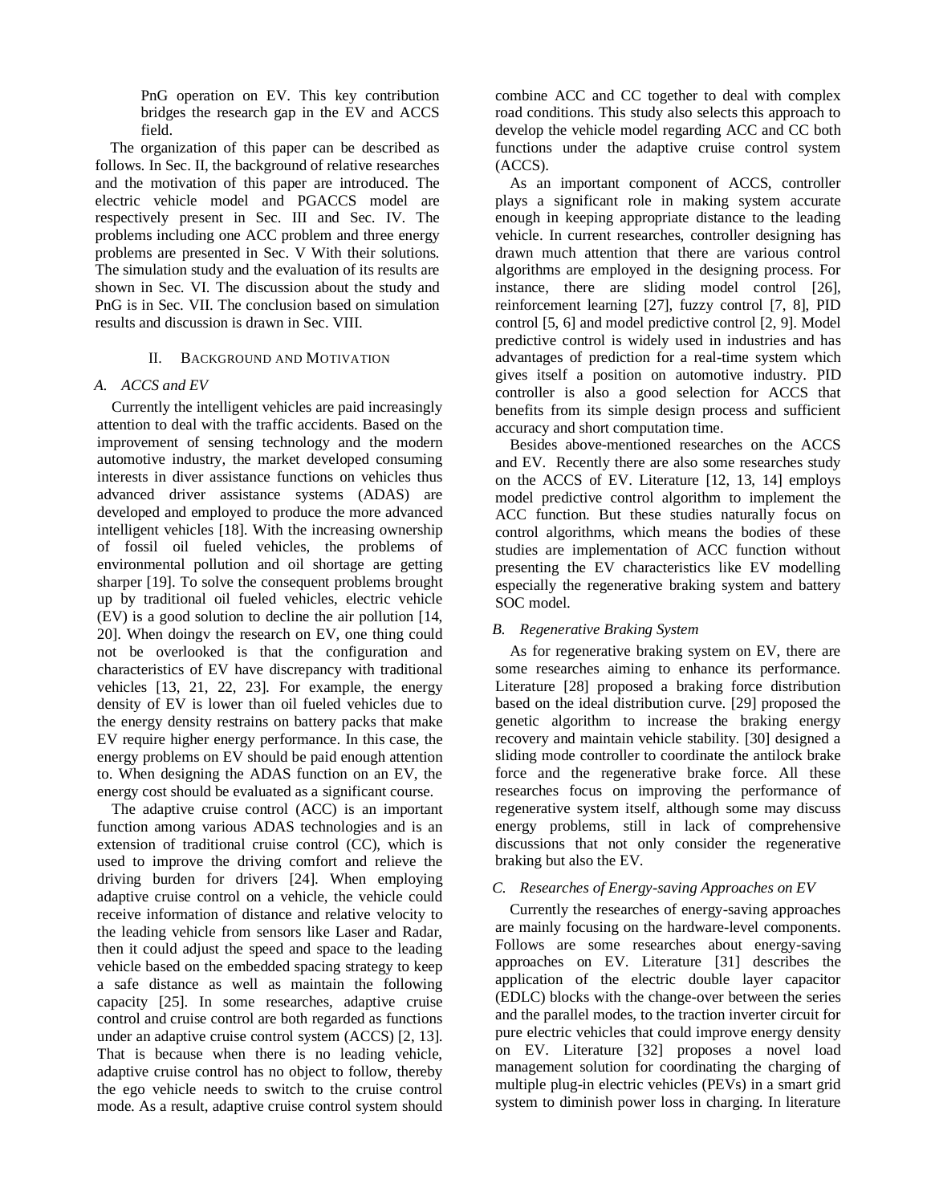PnG operation on EV. This key contribution bridges the research gap in the EV and ACCS field.

The organization of this paper can be described as follows. In Sec. II, the background of relative researches and the motivation of this paper are introduced. The electric vehicle model and PGACCS model are respectively present in Sec. III and Sec. IV. The problems including one ACC problem and three energy problems are presented in Sec. V With their solutions. The simulation study and the evaluation of its results are shown in Sec. VI. The discussion about the study and PnG is in Sec. VII. The conclusion based on simulation results and discussion is drawn in Sec. VIII.

## II. Background and Motivation

### A. ACCS and EV

Currently the intelligent vehicles are paid increasingly attention to deal with the traffic accidents. Based on the improvement of sensing technology and the modern automotive industry, the market developed consuming interests in diver assistance functions on vehicles thus advanced driver assistance systems (ADAS) are developed and employed to produce the more advanced intelligent vehicles [18]. With the increasing ownership of fossil oil fueled vehicles, the problems of environmental pollution and oil shortage are getting sharper [19]. To solve the consequent problems brought up by traditional oil fueled vehicles, electric vehicle (EV) is a good solution to decline the air pollution [14, 20]. When doingv the research on EV, one thing could not be overlooked is that the configuration and characteristics of EV have discrepancy with traditional vehicles [13, 21, 22, 23]. For example, the energy density of EV is lower than oil fueled vehicles due to the energy density restrains on battery packs that make EV require higher energy performance. In this case, the energy problems on EV should be paid enough attention to. When designing the ADAS function on an EV, the energy cost should be evaluated as a significant course.

The adaptive cruise control (ACC) is an important function among various ADAS technologies and is an extension of traditional cruise control (CC), which is used to improve the driving comfort and relieve the driving burden for drivers [24]. When employing adaptive cruise control on a vehicle, the vehicle could receive information of distance and relative velocity to the leading vehicle from sensors like Laser and Radar, then it could adjust the speed and space to the leading vehicle based on the embedded spacing strategy to keep a safe distance as well as maintain the following capacity [25]. In some researches, adaptive cruise control and cruise control are both regarded as functions under an adaptive cruise control system (ACCS) [2, 13]. That is because when there is no leading vehicle, adaptive cruise control has no object to follow, thereby the ego vehicle needs to switch to the cruise control mode. As a result, adaptive cruise control system should combine ACC and CC together to deal with complex road conditions. This study also selects this approach to develop the vehicle model regarding ACC and CC both functions under the adaptive cruise control system (ACCS).

As an important component of ACCS, controller plays a significant role in making system accurate enough in keeping appropriate distance to the leading vehicle. In current researches, controller designing has drawn much attention that there are various control algorithms are employed in the designing process. For instance, there are sliding model control [26], reinforcement learning [27], fuzzy control [7, 8], PID control [5, 6] and model predictive control [2, 9]. Model predictive control is widely used in industries and has advantages of prediction for a real-time system which gives itself a position on automotive industry. PID controller is also a good selection for ACCS that benefits from its simple design process and sufficient accuracy and short computation time.

Besides above-mentioned researches on the ACCS and EV. Recently there are also some researches study on the ACCS of EV. Literature [12, 13, 14] employs model predictive control algorithm to implement the ACC function. But these studies naturally focus on control algorithms, which means the bodies of these studies are implementation of ACC function without presenting the EV characteristics like EV modelling especially the regenerative braking system and battery SOC model.

### B. Regenerative Braking System

As for regenerative braking system on EV, there are some researches aiming to enhance its performance. Literature [28] proposed a braking force distribution based on the ideal distribution curve. [29] proposed the genetic algorithm to increase the braking energy recovery and maintain vehicle stability. [30] designed a sliding mode controller to coordinate the antilock brake force and the regenerative brake force. All these researches focus on improving the performance of regenerative system itself, although some may discuss energy problems, still in lack of comprehensive discussions that not only consider the regenerative braking but also the EV.

### C. Researches of Energy-saving Approaches on EV

Currently the researches of energy-saving approaches are mainly focusing on the hardware-level components. Follows are some researches about energy-saving approaches on EV. Literature [31] describes the application of the electric double layer capacitor (EDLC) blocks with the change-over between the series and the parallel modes, to the traction inverter circuit for pure electric vehicles that could improve energy density on EV. Literature [32] proposes a novel load management solution for coordinating the charging of multiple plug-in electric vehicles (PEVs) in a smart grid system to diminish power loss in charging. In literature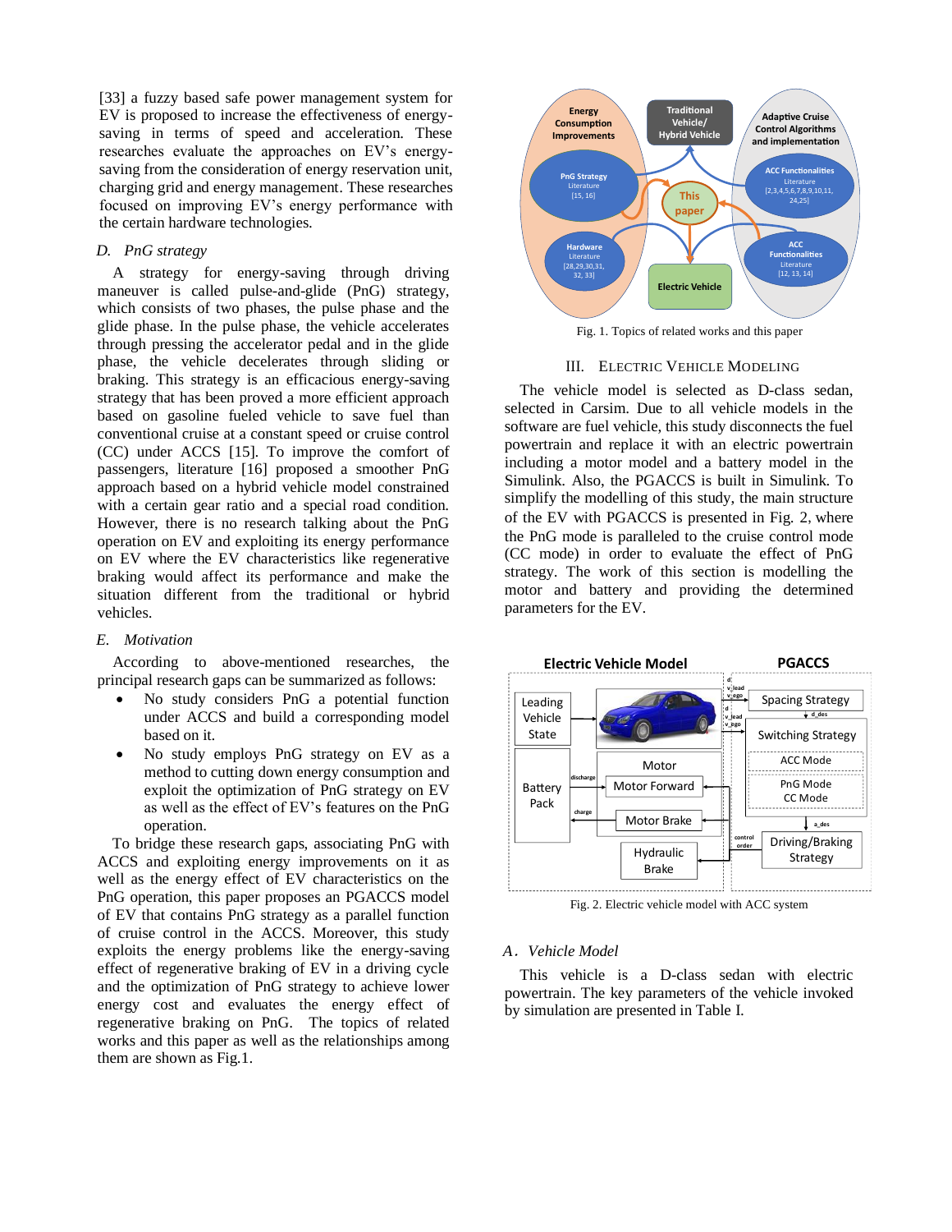[33] a fuzzy based safe power management system for EV is proposed to increase the effectiveness of energy-saving in terms of speed and acceleration. These researches evaluate the approaches on EV's energy-saving from the consideration of energy reservation unit, charging grid and energy management. These researches focused on improving EV's energy performance with the certain hardware technologies.

### *D. PnG strategy*

A strategy for energy-saving through driving maneuver is called pulse-and-glide (PnG) strategy, which consists of two phases, the pulse phase and the glide phase. In the pulse phase, the vehicle accelerates through pressing the accelerator pedal and in the glide phase, the vehicle decelerates through sliding or braking. This strategy is an efficacious energy-saving strategy that has been proved a more efficient approach based on gasoline fueled vehicle to save fuel than conventional cruise at a constant speed or cruise control (CC) under ACCS [15]. To improve the comfort of passengers, literature [16] proposed a smoother PnG approach based on a hybrid vehicle model constrained with a certain gear ratio and a special road condition. However, there is no research talking about the PnG operation on EV and exploiting its energy performance on EV where the EV characteristics like regenerative braking would affect its performance and make the situation different from the traditional or hybrid vehicles.

### *E. Motivation*

According to above-mentioned researches, the principal research gaps can be summarized as follows:

- No study considers PnG a potential function under ACCS and build a corresponding model based on it.
- No study employs PnG strategy on EV as a method to cutting down energy consumption and exploit the optimization of PnG strategy on EV as well as the effect of EV's features on the PnG operation.

To bridge these research gaps, associating PnG with ACCS and exploiting energy improvements on it as well as the energy effect of EV characteristics on the PnG operation, this paper proposes an PGACCS model of EV that contains PnG strategy as a parallel function of cruise control in the ACCS. Moreover, this study exploits the energy problems like the energy-saving effect of regenerative braking of EV in a driving cycle and the optimization of PnG strategy to achieve lower energy cost and evaluates the energy effect of regenerative braking on PnG. The topics of related works and this paper as well as the relationships among them are shown as Fig.1.

Fig. 1. Topics of related works and this paper

## III. Electric Vehicle Modeling

The vehicle model is selected as D-class sedan, selected in Carsim. Due to all vehicle models in the software are fuel vehicle, this study disconnects the fuel powertrain and replace it with an electric powertrain including a motor model and a battery model in the Simulink. Also, the PGACCS is built in Simulink. To simplify the modelling of this study, the main structure of the EV with PGACCS is presented in Fig. 2, where the PnG mode is paralleled to the cruise control mode (CC mode) in order to evaluate the effect of PnG strategy. The work of this section is modelling the motor and battery and providing the determined parameters for the EV.

Fig. 2. Electric vehicle model with ACC system

### *A. Vehicle Model*

This vehicle is a D-class sedan with electric powertrain. The key parameters of the vehicle invoked by simulation are presented in Table I.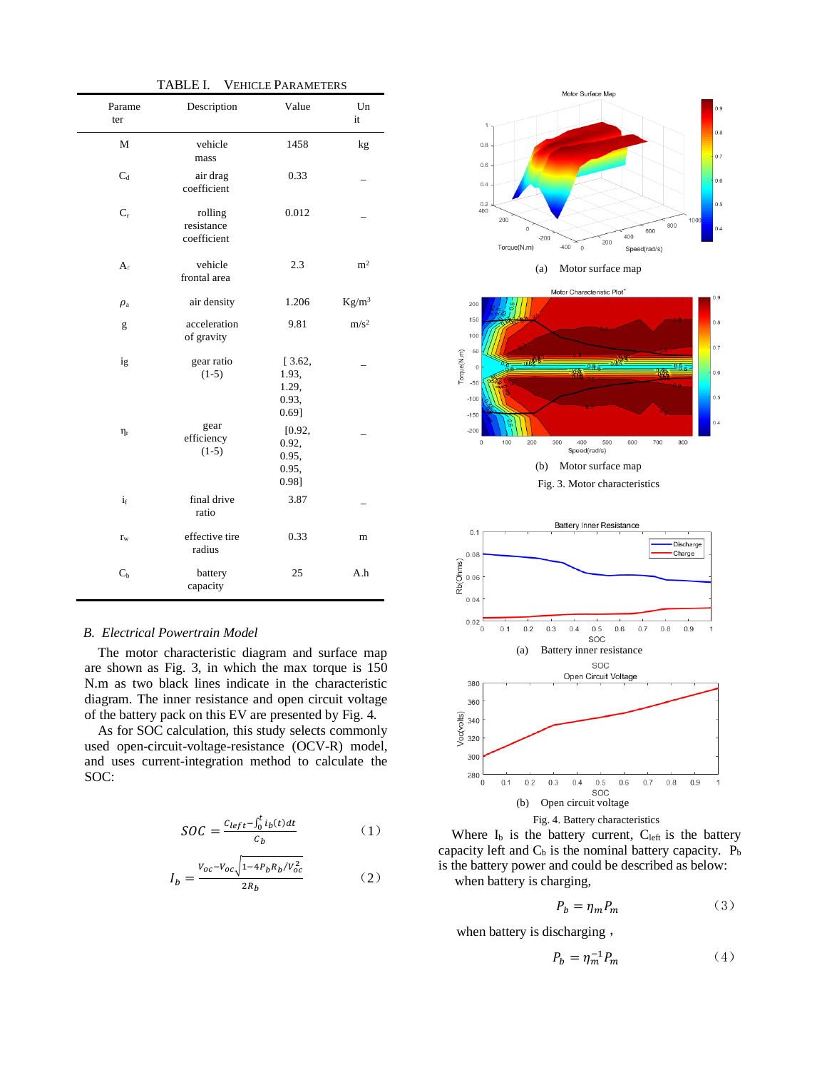TABLE I. VEHICLE PARAMETERS

| Parameter | Description | Value | Unit |
|---|---|---|---|
| M | vehicle mass | 1458 | kg |
| $C_d$ | air drag coefficient | 0.33 | _ |
| $C_r$ | rolling resistance coefficient | 0.012 | _ |
| $A_f$ | vehicle frontal area | 2.3 | m² |
| $\rho_a$ | air density | 1.206 | Kg/m³ |
| g | acceleration of gravity | 9.81 | m/s² |
| ig | gear ratio (1-5) | [ 3.62, 1.93, 1.29, 0.93, 0.69] | _ |
| $\eta_r$ | gear efficiency (1-5) | [0.92, 0.92, 0.95, 0.95, 0.98] | _ |
| $i_f$ | final drive ratio | 3.87 | _ |
| $r_w$ | effective tire radius | 0.33 | m |
| $C_b$ | battery capacity | 25 | A.h |

### *B. Electrical Powertrain Model*

The motor characteristic diagram and surface map are shown as Fig. 3, in which the max torque is 150 N.m as two black lines indicate in the characteristic diagram. The inner resistance and open circuit voltage of the battery pack on this EV are presented by Fig. 4.

As for SOC calculation, this study selects commonly used open-circuit-voltage-resistance (OCV-R) model, and uses current-integration method to calculate the SOC:

$$SOC = \frac{C_{left} - \int_0^t i_b(t)dt}{C_b} \quad (1)$$

$$I_b = \frac{V_{oc} - V_{oc}\sqrt{1 - 4P_bR_b/V_{oc}^2}}{2R_b} \quad (2)$$

(a) Motor surface map

(b) Motor surface map

Fig. 3. Motor characteristics

(a) Battery inner resistance

(b) Open circuit voltage

Fig. 4. Battery characteristics

Where $I_b$ is the battery current, $C_{left}$ is the battery capacity left and $C_b$ is the nominal battery capacity. $P_b$ is the battery power and could be described as below:

when battery is charging,

$$P_b = \eta_m P_m \quad (3)$$

when battery is discharging，

$$P_b = \eta_m^{-1} P_m \quad (4)$$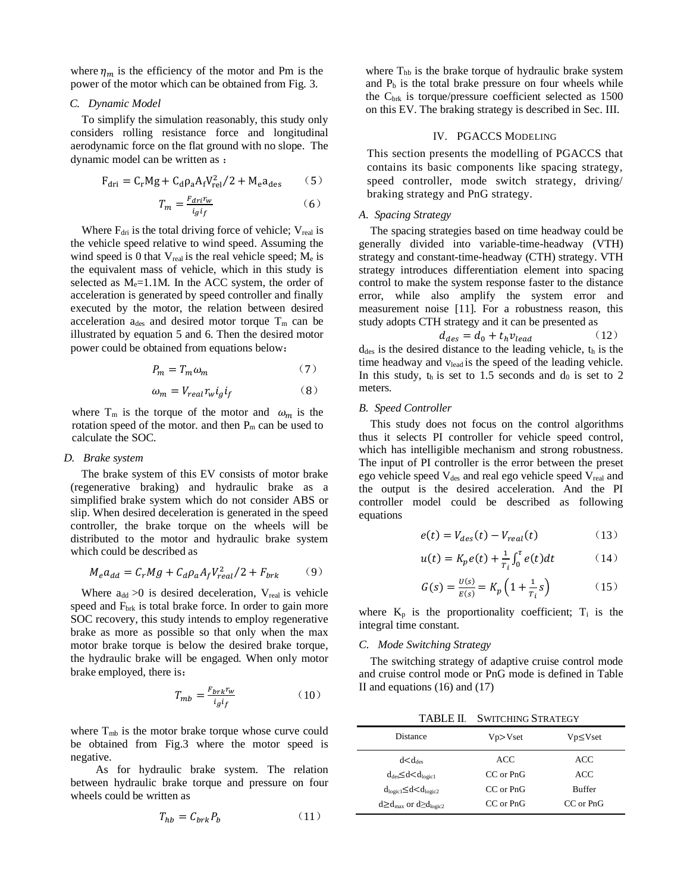where $\eta_m$ is the efficiency of the motor and Pm is the power of the motor which can be obtained from Fig. 3.

### *C. Dynamic Model*

To simplify the simulation reasonably, this study only considers rolling resistance force and longitudinal aerodynamic force on the flat ground with no slope. The dynamic model can be written as ：

$$F_{dri} = C_r Mg + C_d \rho_a A_f V_{rel}^2/2 + M_e a_{des} \quad (5)$$

$$T_m = \frac{F_{dri} r_w}{i_g i_f} \quad (6)$$

Where $F_{dri}$ is the total driving force of vehicle; $V_{real}$ is the vehicle speed relative to wind speed. Assuming the wind speed is 0 that $V_{real}$ is the real vehicle speed; $M_e$ is the equivalent mass of vehicle, which in this study is selected as $M_e$=1.1M. In the ACC system, the order of acceleration is generated by speed controller and finally executed by the motor, the relation between desired acceleration $a_{des}$ and desired motor torque $T_m$ can be illustrated by equation 5 and 6. Then the desired motor power could be obtained from equations below：

$$P_m = T_m \omega_m \quad (7)$$

$$\omega_m = V_{real} r_w i_g i_f \quad (8)$$

where $T_m$ is the torque of the motor and $\omega_m$ is the rotation speed of the motor. and then $P_m$ can be used to calculate the SOC.

### *D. Brake system*

The brake system of this EV consists of motor brake (regenerative braking) and hydraulic brake as a simplified brake system which do not consider ABS or slip. When desired deceleration is generated in the speed controller, the brake torque on the wheels will be distributed to the motor and hydraulic brake system which could be described as

$$M_e a_{dd} = C_r Mg + C_d \rho_a A_f V_{real}^2/2 + F_{brk} \quad (9)$$

Where $a_{dd}$ >0 is desired deceleration, $V_{real}$ is vehicle speed and $F_{brk}$ is total brake force. In order to gain more SOC recovery, this study intends to employ regenerative brake as more as possible so that only when the max motor brake torque is below the desired brake torque, the hydraulic brake will be engaged. When only motor brake employed, there is：

$$T_{mb} = \frac{F_{brk} r_w}{i_g i_f} \quad (10)$$

where $T_{mb}$ is the motor brake torque whose curve could be obtained from Fig.3 where the motor speed is negative.

As for hydraulic brake system. The relation between hydraulic brake torque and pressure on four wheels could be written as

$$T_{hb} = C_{brk} P_b \quad (11)$$

where $T_{hb}$ is the brake torque of hydraulic brake system and $P_b$ is the total brake pressure on four wheels while the $C_{brk}$ is torque/pressure coefficient selected as 1500 on this EV. The braking strategy is described in Sec. III.

## IV. PGACCS MODELING

This section presents the modelling of PGACCS that contains its basic components like spacing strategy, speed controller, mode switch strategy, driving/ braking strategy and PnG strategy.

### *A. Spacing Strategy*

The spacing strategies based on time headway could be generally divided into variable-time-headway (VTH) strategy and constant-time-headway (CTH) strategy. VTH strategy introduces differentiation element into spacing control to make the system response faster to the distance error, while also amplify the system error and measurement noise [11]. For a robustness reason, this study adopts CTH strategy and it can be presented as

$$d_{des} = d_0 + t_h v_{lead} \quad (12)$$

$d_{des}$ is the desired distance to the leading vehicle, $t_h$ is the time headway and $v_{lead}$ is the speed of the leading vehicle. In this study, $t_h$ is set to 1.5 seconds and $d_0$ is set to 2 meters.

### *B. Speed Controller*

This study does not focus on the control algorithms thus it selects PI controller for vehicle speed control, which has intelligible mechanism and strong robustness. The input of PI controller is the error between the preset ego vehicle speed $V_{des}$ and real ego vehicle speed $V_{real}$ and the output is the desired acceleration. And the PI controller model could be described as following equations

$$e(t) = V_{des}(t) - V_{real}(t) \quad (13)$$

$$u(t) = K_p e(t) + \frac{1}{T_i}\int_0^{\tau} e(t)dt \quad (14)$$

$$G(s) = \frac{U(s)}{E(s)} = K_p\left(1 + \frac{1}{T_i}s\right) \quad (15)$$

where $K_p$ is the proportionality coefficient; $T_i$ is the integral time constant.

### *C. Mode Switching Strategy*

The switching strategy of adaptive cruise control mode and cruise control mode or PnG mode is defined in Table II and equations (16) and (17)

TABLE II. SWITCHING STRATEGY

| Distance | Vp>Vset | Vp≤Vset |
|---|---|---|
| $d<d_{des}$ | ACC | ACC |
| $d_{des} \leq d < d_{logic1}$ | CC or PnG | ACC |
| $d_{logic1} \leq d < d_{logic2}$ | CC or PnG | Buffer |
| $d \geq d_{max}$ or $d \geq d_{logic2}$ | CC or PnG | CC or PnG |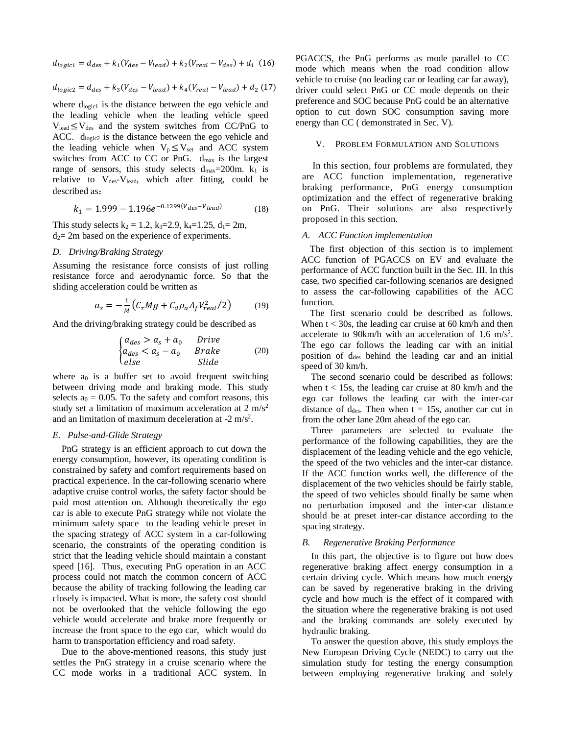$$d_{logic1} = d_{des} + k_1(V_{des} - V_{lead}) + k_2(V_{real} - V_{des}) + d_1 \quad (16)$$

$$d_{logic2} = d_{des} + k_3(V_{des} - V_{lead}) + k_4(V_{real} - V_{lead}) + d_2 \quad (17)$$

where $d_{logic1}$ is the distance between the ego vehicle and the leading vehicle when the leading vehicle speed $V_{lead} \leq V_{des}$ and the system switches from CC/PnG to ACC. $d_{logic2}$ is the distance between the ego vehicle and the leading vehicle when $V_p \leq V_{set}$ and ACC system switches from ACC to CC or PnG. $d_{max}$ is the largest range of sensors, this study selects $d_{max}$=200m. $k_1$ is relative to $V_{des}$-$V_{lead}$, which after fitting, could be described as：

$$k_1 = 1.999 - 1.196e^{-0.1299(V_{des} - V_{lead})} \quad (18)$$

This study selects $k_2$ = 1.2, $k_3$=2.9, $k_4$=1.25, $d_1$= 2m, $d_2$= 2m based on the experience of experiments.

### *D. Driving/Braking Strategy*

Assuming the resistance force consists of just rolling resistance force and aerodynamic force. So that the sliding acceleration could be written as

$$a_s = -\frac{1}{M}\left(C_r M g + C_d \rho_a A_f V_{real}^2 / 2\right) \quad (19)$$

And the driving/braking strategy could be described as

$$\begin{cases} a_{des} > a_s + a_0 & Drive \\ a_{des} < a_s - a_0 & Brake \\ else & Slide \end{cases} \quad (20)$$

where $a_0$ is a buffer set to avoid frequent switching between driving mode and braking mode. This study selects $a_0$ = 0.05. To the safety and comfort reasons, this study set a limitation of maximum acceleration at 2 m/s$^2$ and an limitation of maximum deceleration at -2 m/s$^2$.

### *E. Pulse-and-Glide Strategy*

PnG strategy is an efficient approach to cut down the energy consumption, however, its operating condition is constrained by safety and comfort requirements based on practical experience. In the car-following scenario where adaptive cruise control works, the safety factor should be paid most attention on. Although theoretically the ego car is able to execute PnG strategy while not violate the minimum safety space to the leading vehicle preset in the spacing strategy of ACC system in a car-following scenario, the constraints of the operating condition is strict that the leading vehicle should maintain a constant speed [16]. Thus, executing PnG operation in an ACC process could not match the common concern of ACC because the ability of tracking following the leading car closely is impacted. What is more, the safety cost should not be overlooked that the vehicle following the ego vehicle would accelerate and brake more frequently or increase the front space to the ego car, which would do harm to transportation efficiency and road safety.

Due to the above-mentioned reasons, this study just settles the PnG strategy in a cruise scenario where the CC mode works in a traditional ACC system. In PGACCS, the PnG performs as mode parallel to CC mode which means when the road condition allow vehicle to cruise (no leading car or leading car far away), driver could select PnG or CC mode depends on their preference and SOC because PnG could be an alternative option to cut down SOC consumption saving more energy than CC ( demonstrated in Sec. V).

## V. Problem Formulation and Solutions

In this section, four problems are formulated, they are ACC function implementation, regenerative braking performance, PnG energy consumption optimization and the effect of regenerative braking on PnG. Their solutions are also respectively proposed in this section.

### *A. ACC Function implementation*

The first objection of this section is to implement ACC function of PGACCS on EV and evaluate the performance of ACC function built in the Sec. III. In this case, two specified car-following scenarios are designed to assess the car-following capabilities of the ACC function.

The first scenario could be described as follows. When t < 30s, the leading car cruise at 60 km/h and then accelerate to 90km/h with an acceleration of 1.6 m/s$^2$. The ego car follows the leading car with an initial position of $d_{des}$ behind the leading car and an initial speed of 30 km/h.

The second scenario could be described as follows: when t < 15s, the leading car cruise at 80 km/h and the ego car follows the leading car with the inter-car distance of $d_{des}$. Then when t = 15s, another car cut in from the other lane 20m ahead of the ego car.

Three parameters are selected to evaluate the performance of the following capabilities, they are the displacement of the leading vehicle and the ego vehicle, the speed of the two vehicles and the inter-car distance. If the ACC function works well, the difference of the displacement of the two vehicles should be fairly stable, the speed of two vehicles should finally be same when no perturbation imposed and the inter-car distance should be at preset inter-car distance according to the spacing strategy.

### *B. Regenerative Braking Performance*

In this part, the objective is to figure out how does regenerative braking affect energy consumption in a certain driving cycle. Which means how much energy can be saved by regenerative braking in the driving cycle and how much is the effect of it compared with the situation where the regenerative braking is not used and the braking commands are solely executed by hydraulic braking.

To answer the question above, this study employs the New European Driving Cycle (NEDC) to carry out the simulation study for testing the energy consumption between employing regenerative braking and solely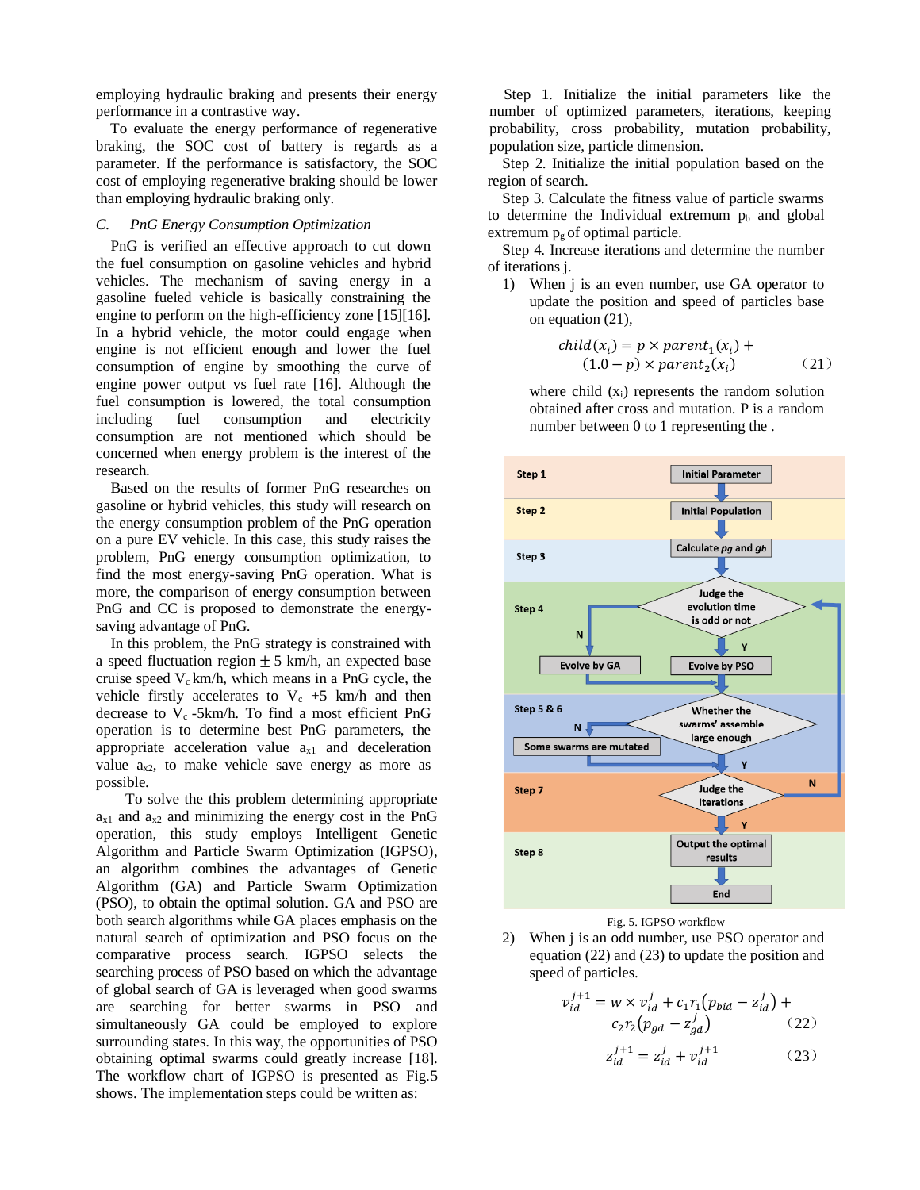employing hydraulic braking and presents their energy performance in a contrastive way.

To evaluate the energy performance of regenerative braking, the SOC cost of battery is regards as a parameter. If the performance is satisfactory, the SOC cost of employing regenerative braking should be lower than employing hydraulic braking only.

### *C. PnG Energy Consumption Optimization*

PnG is verified an effective approach to cut down the fuel consumption on gasoline vehicles and hybrid vehicles. The mechanism of saving energy in a gasoline fueled vehicle is basically constraining the engine to perform on the high-efficiency zone [15][16]. In a hybrid vehicle, the motor could engage when engine is not efficient enough and lower the fuel consumption of engine by smoothing the curve of engine power output vs fuel rate [16]. Although the fuel consumption is lowered, the total consumption including fuel consumption and electricity consumption are not mentioned which should be concerned when energy problem is the interest of the research.

Based on the results of former PnG researches on gasoline or hybrid vehicles, this study will research on the energy consumption problem of the PnG operation on a pure EV vehicle. In this case, this study raises the problem, PnG energy consumption optimization, to find the most energy-saving PnG operation. What is more, the comparison of energy consumption between PnG and CC is proposed to demonstrate the energy-saving advantage of PnG.

In this problem, the PnG strategy is constrained with a speed fluctuation region $\pm$ 5 km/h, an expected base cruise speed $V_c$ km/h, which means in a PnG cycle, the vehicle firstly accelerates to $V_c$ +5 km/h and then decrease to $V_c$ -5km/h. To find a most efficient PnG operation is to determine best PnG parameters, the appropriate acceleration value $a_{x1}$ and deceleration value $a_{x2}$, to make vehicle save energy as more as possible.

To solve the this problem determining appropriate $a_{x1}$ and $a_{x2}$ and minimizing the energy cost in the PnG operation, this study employs Intelligent Genetic Algorithm and Particle Swarm Optimization (IGPSO), an algorithm combines the advantages of Genetic Algorithm (GA) and Particle Swarm Optimization (PSO), to obtain the optimal solution. GA and PSO are both search algorithms while GA places emphasis on the natural search of optimization and PSO focus on the comparative process search. IGPSO selects the searching process of PSO based on which the advantage of global search of GA is leveraged when good swarms are searching for better swarms in PSO and simultaneously GA could be employed to explore surrounding states. In this way, the opportunities of PSO obtaining optimal swarms could greatly increase [18]. The workflow chart of IGPSO is presented as Fig.5 shows. The implementation steps could be written as:

Step 1. Initialize the initial parameters like the number of optimized parameters, iterations, keeping probability, cross probability, mutation probability, population size, particle dimension.

Step 2. Initialize the initial population based on the region of search.

Step 3. Calculate the fitness value of particle swarms to determine the Individual extremum $p_b$ and global extremum $p_g$ of optimal particle.

Step 4. Increase iterations and determine the number of iterations j.

1) When j is an even number, use GA operator to update the position and speed of particles base on equation (21),

$$child(x_i) = p \times parent_1(x_i) + (1.0 - p) \times parent_2(x_i) \tag{21}$$

where child ($x_i$) represents the random solution obtained after cross and mutation. P is a random number between 0 to 1 representing the .

Step 1 | Initial Parameter
Step 2 | Initial Population
Step 3 | Calculate *pg* and *gb*
Step 4 | Judge the evolution time is odd or not — N: Evolve by GA; Y: Evolve by PSO
Step 5 & 6 | Whether the swarms' assemble large enough — N: Some swarms are mutated; Y
Step 7 | Judge the Iterations — N (return to Step 4); Y
Step 8 | Output the optimal results → End

Fig. 5. IGPSO workflow

2) When j is an odd number, use PSO operator and equation (22) and (23) to update the position and speed of particles.

$$v_{id}^{j+1} = w \times v_{id}^{j} + c_1 r_1 \left(p_{bid} - z_{id}^{j}\right) + c_2 r_2 \left(p_{gd} - z_{gd}^{j}\right) \tag{22}$$

$$z_{id}^{j+1} = z_{id}^{j} + v_{id}^{j+1} \tag{23}$$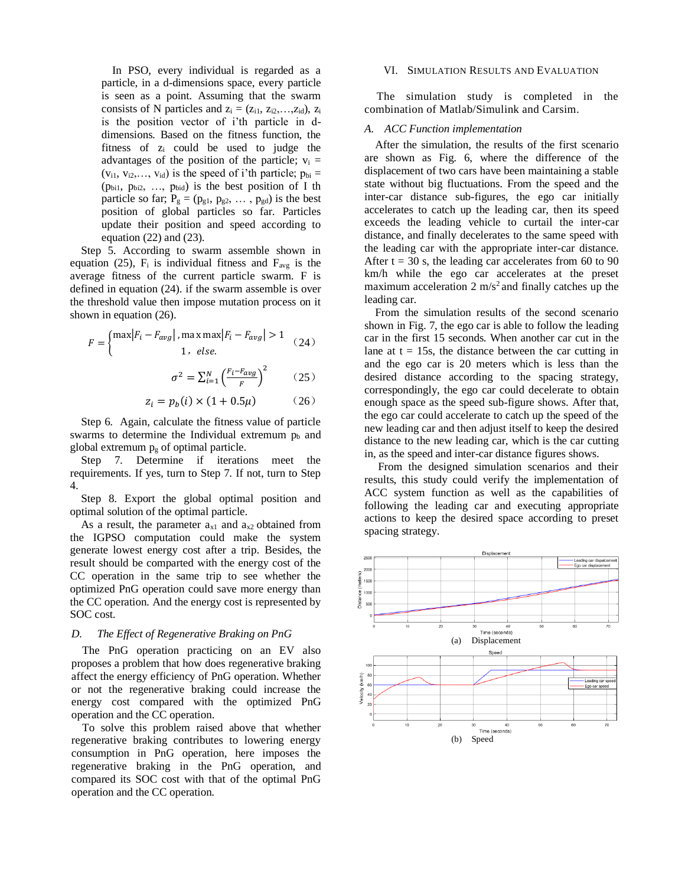In PSO, every individual is regarded as a particle, in a d-dimensions space, every particle is seen as a point. Assuming that the swarm consists of N particles and $z_i = (z_{i1}, z_{i2},\ldots,z_{id})$, $z_i$ is the position vector of i'th particle in d-dimensions. Based on the fitness function, the fitness of $z_i$ could be used to judge the advantages of the position of the particle; $v_i = (v_{i1}, v_{i2},\ldots, v_{id})$ is the speed of i'th particle; $p_{bi} = (p_{bi1}, p_{bi2}, \ldots, p_{bid})$ is the best position of I th particle so far; $P_g = (p_{g1}, p_{g2}, \ldots, p_{gd})$ is the best position of global particles so far. Particles update their position and speed according to equation (22) and (23).

Step 5. According to swarm assemble shown in equation (25), $F_i$ is individual fitness and $F_{avg}$ is the average fitness of the current particle swarm. F is defined in equation (24). if the swarm assemble is over the threshold value then impose mutation process on it shown in equation (26).

$$F = \begin{cases} \max|F_i - F_{avg}|, \max\max|F_i - F_{avg}| > 1 \\ 1, \ else. \end{cases} \quad (24)$$

$$\sigma^2 = \sum_{i=1}^{N} \left(\frac{F_i - F_{avg}}{F}\right)^2 \quad (25)$$

$$z_i = p_b(i) \times (1 + 0.5\mu) \quad (26)$$

Step 6. Again, calculate the fitness value of particle swarms to determine the Individual extremum $p_b$ and global extremum $p_g$ of optimal particle.

Step 7. Determine if iterations meet the requirements. If yes, turn to Step 7. If not, turn to Step 4.

Step 8. Export the global optimal position and optimal solution of the optimal particle.

As a result, the parameter $a_{x1}$ and $a_{x2}$ obtained from the IGPSO computation could make the system generate lowest energy cost after a trip. Besides, the result should be comparted with the energy cost of the CC operation in the same trip to see whether the optimized PnG operation could save more energy than the CC operation. And the energy cost is represented by SOC cost.

### *D. The Effect of Regenerative Braking on PnG*

The PnG operation practicing on an EV also proposes a problem that how does regenerative braking affect the energy efficiency of PnG operation. Whether or not the regenerative braking could increase the energy cost compared with the optimized PnG operation and the CC operation.

To solve this problem raised above that whether regenerative braking contributes to lowering energy consumption in PnG operation, here imposes the regenerative braking in the PnG operation, and compared its SOC cost with that of the optimal PnG operation and the CC operation.

## VI. Simulation Results and Evaluation

The simulation study is completed in the combination of Matlab/Simulink and Carsim.

### *A. ACC Function implementation*

After the simulation, the results of the first scenario are shown as Fig. 6, where the difference of the displacement of two cars have been maintaining a stable state without big fluctuations. From the speed and the inter-car distance sub-figures, the ego car initially accelerates to catch up the leading car, then its speed exceeds the leading vehicle to curtail the inter-car distance, and finally decelerates to the same speed with the leading car with the appropriate inter-car distance. After t = 30 s, the leading car accelerates from 60 to 90 km/h while the ego car accelerates at the preset maximum acceleration 2 $m/s^2$ and finally catches up the leading car.

From the simulation results of the second scenario shown in Fig. 7, the ego car is able to follow the leading car in the first 15 seconds. When another car cut in the lane at t = 15s, the distance between the car cutting in and the ego car is 20 meters which is less than the desired distance according to the spacing strategy, correspondingly, the ego car could decelerate to obtain enough space as the speed sub-figure shows. After that, the ego car could accelerate to catch up the speed of the new leading car and then adjust itself to keep the desired distance to the new leading car, which is the car cutting in, as the speed and inter-car distance figures shows.

From the designed simulation scenarios and their results, this study could verify the implementation of ACC system function as well as the capabilities of following the leading car and executing appropriate actions to keep the desired space according to preset spacing strategy.

(a) Displacement

(b) Speed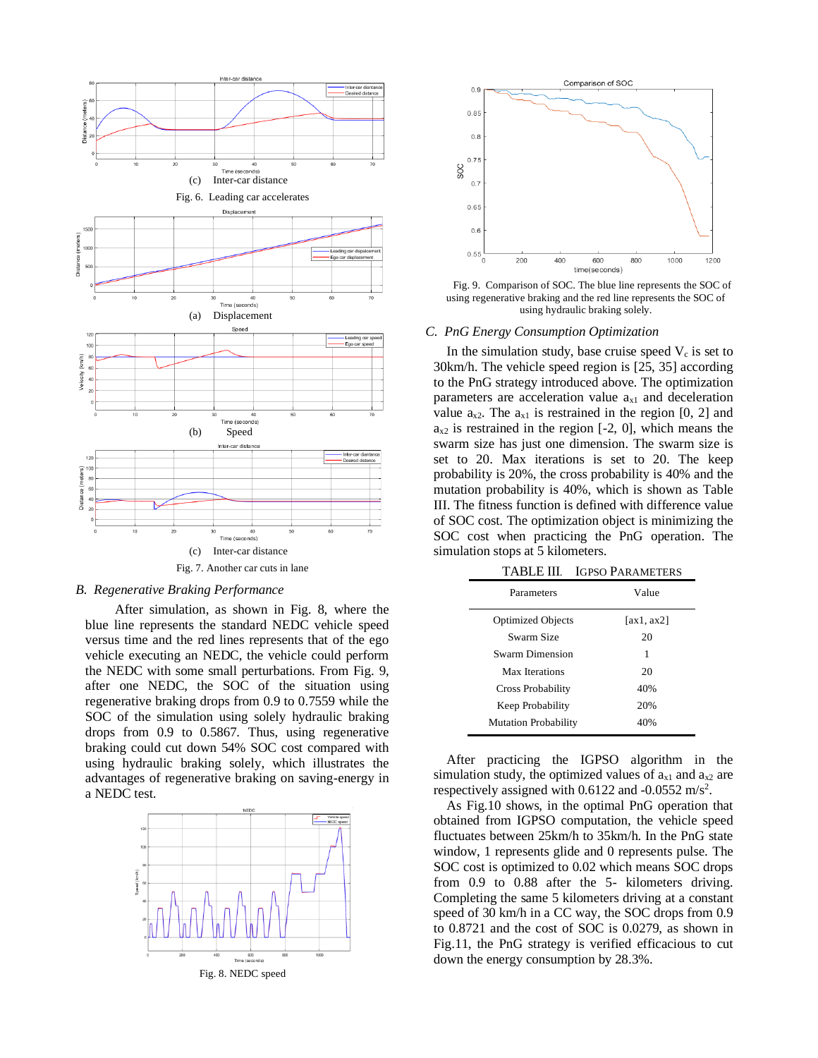(c) Inter-car distance

Fig. 6. Leading car accelerates

(a) Displacement

(b) Speed

(c) Inter-car distance

Fig. 7. Another car cuts in lane

### *B. Regenerative Braking Performance*

After simulation, as shown in Fig. 8, where the blue line represents the standard NEDC vehicle speed versus time and the red lines represents that of the ego vehicle executing an NEDC, the vehicle could perform the NEDC with some small perturbations. From Fig. 9, after one NEDC, the SOC of the situation using regenerative braking drops from 0.9 to 0.7559 while the SOC of the simulation using solely hydraulic braking drops from 0.9 to 0.5867. Thus, using regenerative braking could cut down 54% SOC cost compared with using hydraulic braking solely, which illustrates the advantages of regenerative braking on saving-energy in a NEDC test.

Fig. 8. NEDC speed

Fig. 9. Comparison of SOC. The blue line represents the SOC of using regenerative braking and the red line represents the SOC of using hydraulic braking solely.

### *C. PnG Energy Consumption Optimization*

In the simulation study, base cruise speed $V_c$ is set to 30km/h. The vehicle speed region is [25, 35] according to the PnG strategy introduced above. The optimization parameters are acceleration value $a_{x1}$ and deceleration value $a_{x2}$. The $a_{x1}$ is restrained in the region [0, 2] and $a_{x2}$ is restrained in the region [-2, 0], which means the swarm size has just one dimension. The swarm size is set to 20. Max iterations is set to 20. The keep probability is 20%, the cross probability is 40% and the mutation probability is 40%, which is shown as Table III. The fitness function is defined with difference value of SOC cost. The optimization object is minimizing the SOC cost when practicing the PnG operation. The simulation stops at 5 kilometers.

TABLE III. IGPSO PARAMETERS

| Parameters | Value |
|---|---|
| Optimized Objects | [ax1, ax2] |
| Swarm Size | 20 |
| Swarm Dimension | 1 |
| Max Iterations | 20 |
| Cross Probability | 40% |
| Keep Probability | 20% |
| Mutation Probability | 40% |

After practicing the IGPSO algorithm in the simulation study, the optimized values of $a_{x1}$ and $a_{x2}$ are respectively assigned with 0.6122 and -0.0552 $m/s^2$.

As Fig.10 shows, in the optimal PnG operation that obtained from IGPSO computation, the vehicle speed fluctuates between 25km/h to 35km/h. In the PnG state window, 1 represents glide and 0 represents pulse. The SOC cost is optimized to 0.02 which means SOC drops from 0.9 to 0.88 after the 5- kilometers driving. Completing the same 5 kilometers driving at a constant speed of 30 km/h in a CC way, the SOC drops from 0.9 to 0.8721 and the cost of SOC is 0.0279, as shown in Fig.11, the PnG strategy is verified efficacious to cut down the energy consumption by 28.3%.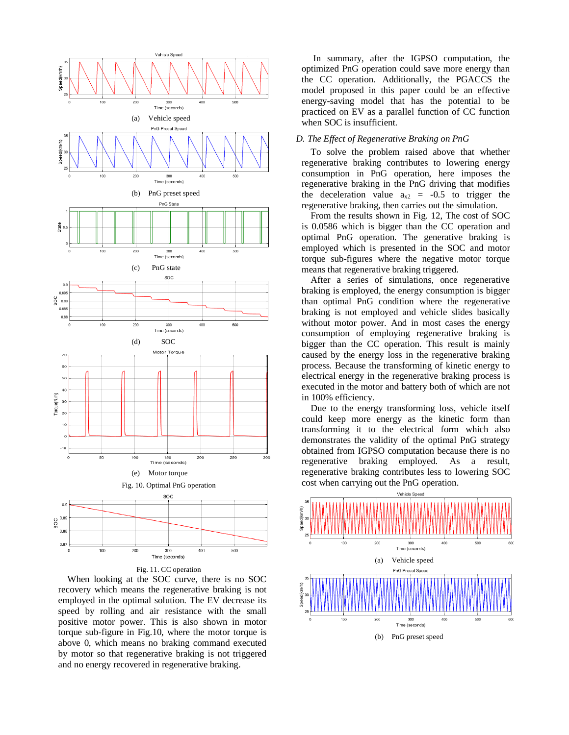(a) Vehicle speed

(b) PnG preset speed

(c) PnG state

(d) SOC

(e) Motor torque

Fig. 10. Optimal PnG operation

Fig. 11. CC operation

When looking at the SOC curve, there is no SOC recovery which means the regenerative braking is not employed in the optimal solution. The EV decrease its speed by rolling and air resistance with the small positive motor power. This is also shown in motor torque sub-figure in Fig.10, where the motor torque is above 0, which means no braking command executed by motor so that regenerative braking is not triggered and no energy recovered in regenerative braking.

In summary, after the IGPSO computation, the optimized PnG operation could save more energy than the CC operation. Additionally, the PGACCS the model proposed in this paper could be an effective energy-saving model that has the potential to be practiced on EV as a parallel function of CC function when SOC is insufficient.

### *D. The Effect of Regenerative Braking on PnG*

To solve the problem raised above that whether regenerative braking contributes to lowering energy consumption in PnG operation, here imposes the regenerative braking in the PnG driving that modifies the deceleration value $a_{x2}$ = -0.5 to trigger the regenerative braking, then carries out the simulation.

From the results shown in Fig. 12, The cost of SOC is 0.0586 which is bigger than the CC operation and optimal PnG operation. The generative braking is employed which is presented in the SOC and motor torque sub-figures where the negative motor torque means that regenerative braking triggered.

After a series of simulations, once regenerative braking is employed, the energy consumption is bigger than optimal PnG condition where the regenerative braking is not employed and vehicle slides basically without motor power. And in most cases the energy consumption of employing regenerative braking is bigger than the CC operation. This result is mainly caused by the energy loss in the regenerative braking process. Because the transforming of kinetic energy to electrical energy in the regenerative braking process is executed in the motor and battery both of which are not in 100% efficiency.

Due to the energy transforming loss, vehicle itself could keep more energy as the kinetic form than transforming it to the electrical form which also demonstrates the validity of the optimal PnG strategy obtained from IGPSO computation because there is no regenerative braking employed. As a result, regenerative braking contributes less to lowering SOC cost when carrying out the PnG operation.

(a) Vehicle speed

(b) PnG preset speed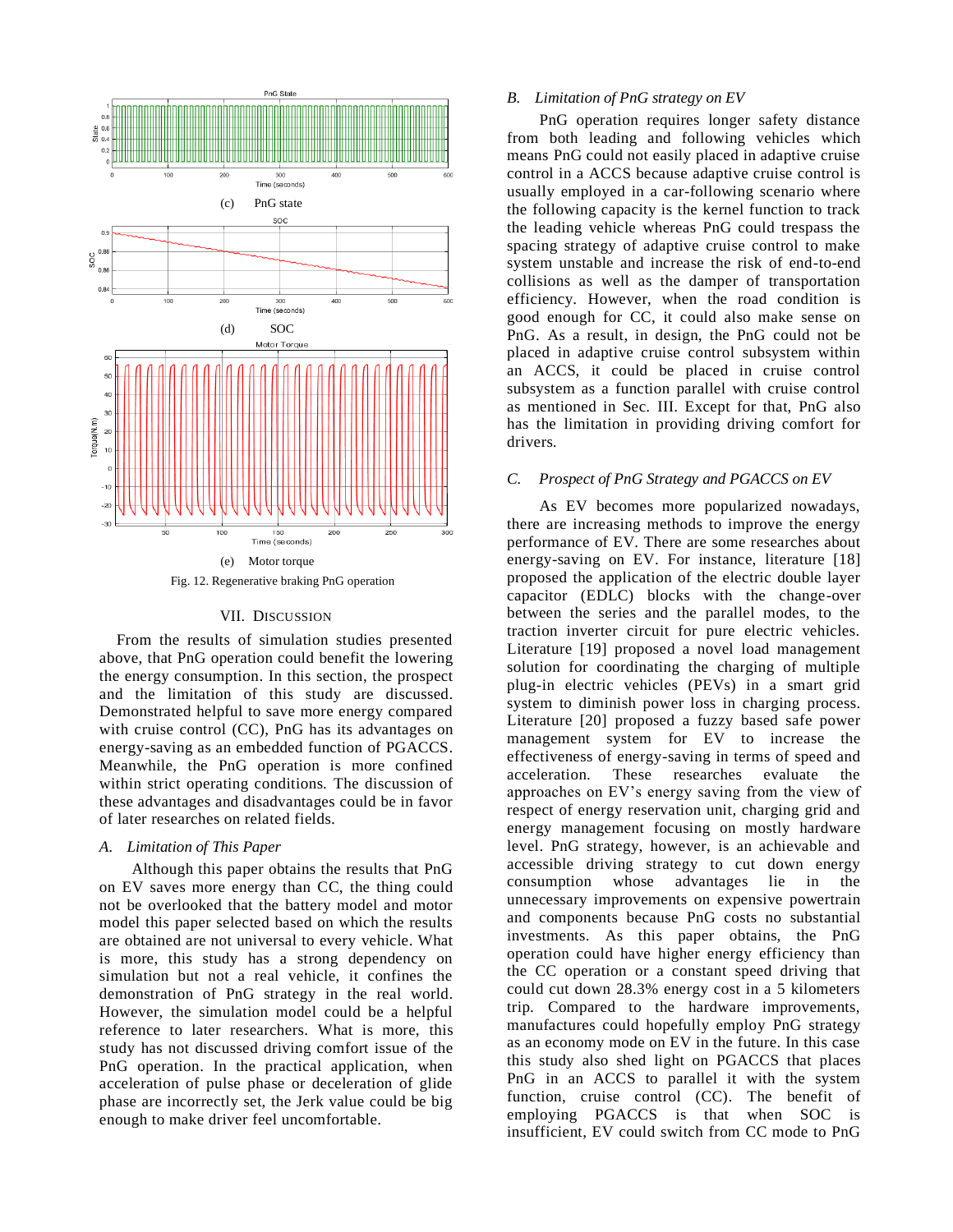(c) PnG state

(d) SOC

(e) Motor torque

Fig. 12. Regenerative braking PnG operation

## VII. Discussion

From the results of simulation studies presented above, that PnG operation could benefit the lowering the energy consumption. In this section, the prospect and the limitation of this study are discussed. Demonstrated helpful to save more energy compared with cruise control (CC), PnG has its advantages on energy-saving as an embedded function of PGACCS. Meanwhile, the PnG operation is more confined within strict operating conditions. The discussion of these advantages and disadvantages could be in favor of later researches on related fields.

### *A. Limitation of This Paper*

Although this paper obtains the results that PnG on EV saves more energy than CC, the thing could not be overlooked that the battery model and motor model this paper selected based on which the results are obtained are not universal to every vehicle. What is more, this study has a strong dependency on simulation but not a real vehicle, it confines the demonstration of PnG strategy in the real world. However, the simulation model could be a helpful reference to later researchers. What is more, this study has not discussed driving comfort issue of the PnG operation. In the practical application, when acceleration of pulse phase or deceleration of glide phase are incorrectly set, the Jerk value could be big enough to make driver feel uncomfortable.

### *B. Limitation of PnG strategy on EV*

PnG operation requires longer safety distance from both leading and following vehicles which means PnG could not easily placed in adaptive cruise control in a ACCS because adaptive cruise control is usually employed in a car-following scenario where the following capacity is the kernel function to track the leading vehicle whereas PnG could trespass the spacing strategy of adaptive cruise control to make system unstable and increase the risk of end-to-end collisions as well as the damper of transportation efficiency. However, when the road condition is good enough for CC, it could also make sense on PnG. As a result, in design, the PnG could not be placed in adaptive cruise control subsystem within an ACCS, it could be placed in cruise control subsystem as a function parallel with cruise control as mentioned in Sec. III. Except for that, PnG also has the limitation in providing driving comfort for drivers.

### *C. Prospect of PnG Strategy and PGACCS on EV*

As EV becomes more popularized nowadays, there are increasing methods to improve the energy performance of EV. There are some researches about energy-saving on EV. For instance, literature [18] proposed the application of the electric double layer capacitor (EDLC) blocks with the change-over between the series and the parallel modes, to the traction inverter circuit for pure electric vehicles. Literature [19] proposed a novel load management solution for coordinating the charging of multiple plug-in electric vehicles (PEVs) in a smart grid system to diminish power loss in charging process. Literature [20] proposed a fuzzy based safe power management system for EV to increase the effectiveness of energy-saving in terms of speed and acceleration. These researches evaluate the approaches on EV's energy saving from the view of respect of energy reservation unit, charging grid and energy management focusing on mostly hardware level. PnG strategy, however, is an achievable and accessible driving strategy to cut down energy consumption whose advantages lie in the unnecessary improvements on expensive powertrain and components because PnG costs no substantial investments. As this paper obtains, the PnG operation could have higher energy efficiency than the CC operation or a constant speed driving that could cut down 28.3% energy cost in a 5 kilometers trip. Compared to the hardware improvements, manufactures could hopefully employ PnG strategy as an economy mode on EV in the future. In this case this study also shed light on PGACCS that places PnG in an ACCS to parallel it with the system function, cruise control (CC). The benefit of employing PGACCS is that when SOC is insufficient, EV could switch from CC mode to PnG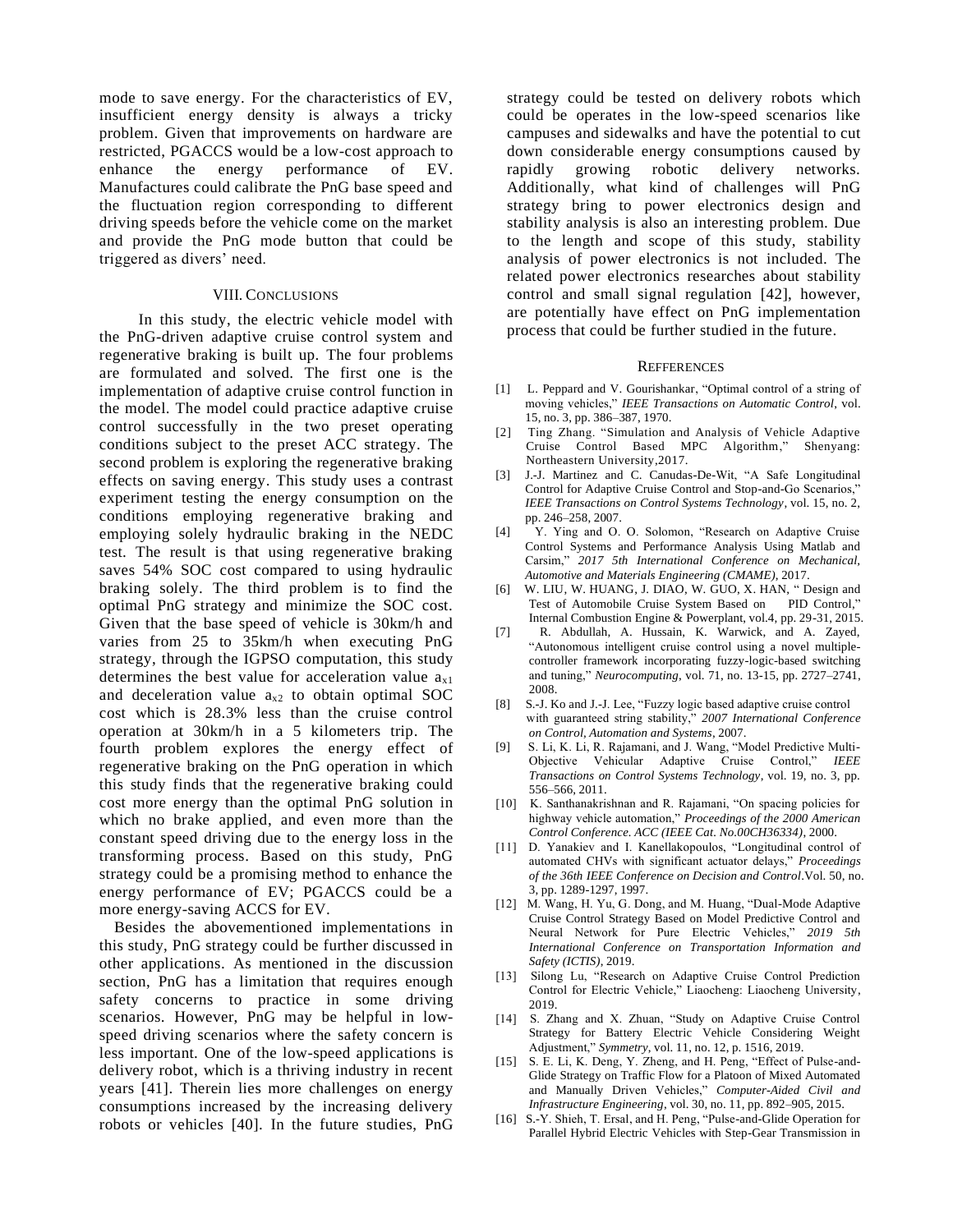mode to save energy. For the characteristics of EV, insufficient energy density is always a tricky problem. Given that improvements on hardware are restricted, PGACCS would be a low-cost approach to enhance the energy performance of EV. Manufactures could calibrate the PnG base speed and the fluctuation region corresponding to different driving speeds before the vehicle come on the market and provide the PnG mode button that could be triggered as divers' need.

## VIII. Conclusions

In this study, the electric vehicle model with the PnG-driven adaptive cruise control system and regenerative braking is built up. The four problems are formulated and solved. The first one is the implementation of adaptive cruise control function in the model. The model could practice adaptive cruise control successfully in the two preset operating conditions subject to the preset ACC strategy. The second problem is exploring the regenerative braking effects on saving energy. This study uses a contrast experiment testing the energy consumption on the conditions employing regenerative braking and employing solely hydraulic braking in the NEDC test. The result is that using regenerative braking saves 54% SOC cost compared to using hydraulic braking solely. The third problem is to find the optimal PnG strategy and minimize the SOC cost. Given that the base speed of vehicle is 30km/h and varies from 25 to 35km/h when executing PnG strategy, through the IGPSO computation, this study determines the best value for acceleration value $a_{x1}$ and deceleration value $a_{x2}$ to obtain optimal SOC cost which is 28.3% less than the cruise control operation at 30km/h in a 5 kilometers trip. The fourth problem explores the energy effect of regenerative braking on the PnG operation in which this study finds that the regenerative braking could cost more energy than the optimal PnG solution in which no brake applied, and even more than the constant speed driving due to the energy loss in the transforming process. Based on this study, PnG strategy could be a promising method to enhance the energy performance of EV; PGACCS could be a more energy-saving ACCS for EV.

Besides the abovementioned implementations in this study, PnG strategy could be further discussed in other applications. As mentioned in the discussion section, PnG has a limitation that requires enough safety concerns to practice in some driving scenarios. However, PnG may be helpful in low-speed driving scenarios where the safety concern is less important. One of the low-speed applications is delivery robot, which is a thriving industry in recent years [41]. Therein lies more challenges on energy consumptions increased by the increasing delivery robots or vehicles [40]. In the future studies, PnG strategy could be tested on delivery robots which could be operates in the low-speed scenarios like campuses and sidewalks and have the potential to cut down considerable energy consumptions caused by rapidly growing robotic delivery networks. Additionally, what kind of challenges will PnG strategy bring to power electronics design and stability analysis is also an interesting problem. Due to the length and scope of this study, stability analysis of power electronics is not included. The related power electronics researches about stability control and small signal regulation [42], however, are potentially have effect on PnG implementation process that could be further studied in the future.

## Refferences

[1] L. Peppard and V. Gourishankar, "Optimal control of a string of moving vehicles," *IEEE Transactions on Automatic Control*, vol. 15, no. 3, pp. 386–387, 1970.

[2] Ting Zhang. "Simulation and Analysis of Vehicle Adaptive Cruise Control Based MPC Algorithm," Shenyang: Northeastern University,2017.

[3] J.-J. Martinez and C. Canudas-De-Wit, "A Safe Longitudinal Control for Adaptive Cruise Control and Stop-and-Go Scenarios," *IEEE Transactions on Control Systems Technology*, vol. 15, no. 2, pp. 246–258, 2007.

[4] Y. Ying and O. O. Solomon, "Research on Adaptive Cruise Control Systems and Performance Analysis Using Matlab and Carsim," *2017 5th International Conference on Mechanical, Automotive and Materials Engineering (CMAME)*, 2017.

[6] W. LIU, W. HUANG, J. DIAO, W. GUO, X. HAN, " Design and Test of Automobile Cruise System Based on PID Control," Internal Combustion Engine & Powerplant, vol.4, pp. 29-31, 2015.

[7] R. Abdullah, A. Hussain, K. Warwick, and A. Zayed, "Autonomous intelligent cruise control using a novel multiple-controller framework incorporating fuzzy-logic-based switching and tuning," *Neurocomputing*, vol. 71, no. 13-15, pp. 2727–2741, 2008.

[8] S.-J. Ko and J.-J. Lee, "Fuzzy logic based adaptive cruise control with guaranteed string stability," *2007 International Conference on Control, Automation and Systems*, 2007.

[9] S. Li, K. Li, R. Rajamani, and J. Wang, "Model Predictive Multi-Objective Vehicular Adaptive Cruise Control," *IEEE Transactions on Control Systems Technology*, vol. 19, no. 3, pp. 556–566, 2011.

[10] K. Santhanakrishnan and R. Rajamani, "On spacing policies for highway vehicle automation," *Proceedings of the 2000 American Control Conference. ACC (IEEE Cat. No.00CH36334)*, 2000.

[11] D. Yanakiev and I. Kanellakopoulos, "Longitudinal control of automated CHVs with significant actuator delays," *Proceedings of the 36th IEEE Conference on Decision and Control*.Vol. 50, no. 3, pp. 1289-1297, 1997.

[12] M. Wang, H. Yu, G. Dong, and M. Huang, "Dual-Mode Adaptive Cruise Control Strategy Based on Model Predictive Control and Neural Network for Pure Electric Vehicles," *2019 5th International Conference on Transportation Information and Safety (ICTIS)*, 2019.

[13] Silong Lu, "Research on Adaptive Cruise Control Prediction Control for Electric Vehicle," Liaocheng: Liaocheng University, 2019.

[14] S. Zhang and X. Zhuan, "Study on Adaptive Cruise Control Strategy for Battery Electric Vehicle Considering Weight Adjustment," *Symmetry*, vol. 11, no. 12, p. 1516, 2019.

[15] S. E. Li, K. Deng, Y. Zheng, and H. Peng, "Effect of Pulse-and-Glide Strategy on Traffic Flow for a Platoon of Mixed Automated and Manually Driven Vehicles," *Computer-Aided Civil and Infrastructure Engineering*, vol. 30, no. 11, pp. 892–905, 2015.

[16] S.-Y. Shieh, T. Ersal, and H. Peng, "Pulse-and-Glide Operation for Parallel Hybrid Electric Vehicles with Step-Gear Transmission in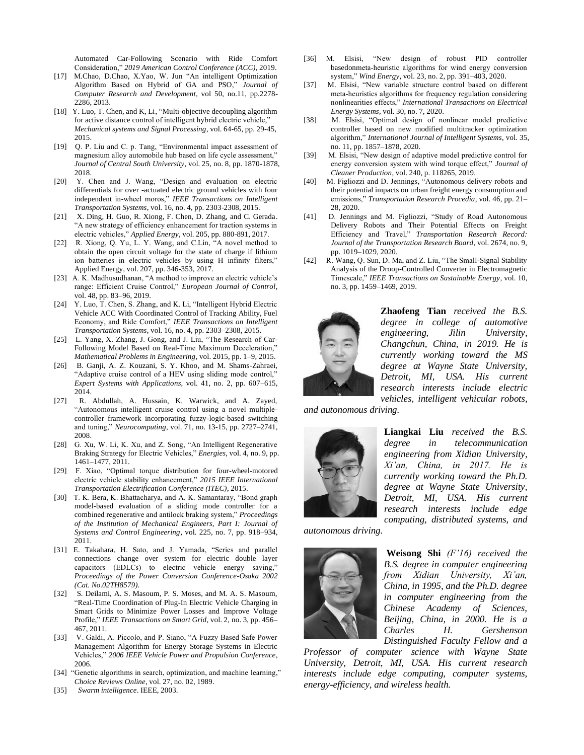Automated Car-Following Scenario with Ride Comfort Consideration," *2019 American Control Conference (ACC)*, 2019.

[17] M.Chao, D.Chao, X.Yao, W. Jun "An intelligent Optimization Algorithm Based on Hybrid of GA and PSO," *Journal of Computer Research and Development*, vol 50, no.11, pp.2278-2286, 2013.

[18] Y. Luo, T. Chen, and K, Li, "Multi-objective decoupling algorithm for active distance control of intelligent hybrid electric vehicle," *Mechanical systems and Signal Processing*, vol. 64-65, pp. 29-45, 2015.

[19] Q. P. Liu and C. p. Tang, "Environmental impact assessment of magnesium alloy automobile hub based on life cycle assessment," *Journal of Central South University*, vol. 25, no. 8, pp. 1870-1878, 2018.

[20] Y. Chen and J. Wang, "Design and evaluation on electric differentials for over -actuated electric ground vehicles with four independent in-wheel moros," *IEEE Transactions on Intelligent Transportation Systems*, vol. 16, no. 4, pp. 2303-2308, 2015.

[21] X. Ding, H. Guo, R. Xiong, F. Chen, D. Zhang, and C. Gerada. "A new strategy of efficiency enhancement for traction systems in electric vehicles," *Applied Energy*, vol. 205, pp. 880-891, 2017.

[22] R. Xiong, Q. Yu, L. Y. Wang, and C.Lin, "A novel method to obtain the open circuit voltage for the state of charge if lithium ion batteries in electric vehicles by using H infinity filters," Applied Energy, vol. 207, pp. 346-353, 2017.

[23] A. K. Madhusudhanan, "A method to improve an electric vehicle's range: Efficient Cruise Control," *European Journal of Control*, vol. 48, pp. 83–96, 2019.

[24] Y. Luo, T. Chen, S. Zhang, and K. Li, "Intelligent Hybrid Electric Vehicle ACC With Coordinated Control of Tracking Ability, Fuel Economy, and Ride Comfort," *IEEE Transactions on Intelligent Transportation Systems*, vol. 16, no. 4, pp. 2303–2308, 2015.

[25] L. Yang, X. Zhang, J. Gong, and J. Liu, "The Research of Car-Following Model Based on Real-Time Maximum Deceleration," *Mathematical Problems in Engineering*, vol. 2015, pp. 1–9, 2015.

[26] B. Ganji, A. Z. Kouzani, S. Y. Khoo, and M. Shams-Zahraei, "Adaptive cruise control of a HEV using sliding mode control," *Expert Systems with Applications*, vol. 41, no. 2, pp. 607–615, 2014.

[27] R. Abdullah, A. Hussain, K. Warwick, and A. Zayed, "Autonomous intelligent cruise control using a novel multiple-controller framework incorporating fuzzy-logic-based switching and tuning," *Neurocomputing*, vol. 71, no. 13-15, pp. 2727–2741, 2008.

[28] G. Xu, W. Li, K. Xu, and Z. Song, "An Intelligent Regenerative Braking Strategy for Electric Vehicles," *Energies*, vol. 4, no. 9, pp. 1461–1477, 2011.

[29] F. Xiao, "Optimal torque distribution for four-wheel-motored electric vehicle stability enhancement," *2015 IEEE International Transportation Electrification Conference (ITEC)*, 2015.

[30] T. K. Bera, K. Bhattacharya, and A. K. Samantaray, "Bond graph model-based evaluation of a sliding mode controller for a combined regenerative and antilock braking system," *Proceedings of the Institution of Mechanical Engineers, Part I: Journal of Systems and Control Engineering*, vol. 225, no. 7, pp. 918–934, 2011.

[31] E. Takahara, H. Sato, and J. Yamada, "Series and parallel connections change over system for electric double layer capacitors (EDLCs) to electric vehicle energy saving," *Proceedings of the Power Conversion Conference-Osaka 2002 (Cat. No.02TH8579)*.

[32] S. Deilami, A. S. Masoum, P. S. Moses, and M. A. S. Masoum, "Real-Time Coordination of Plug-In Electric Vehicle Charging in Smart Grids to Minimize Power Losses and Improve Voltage Profile," *IEEE Transactions on Smart Grid*, vol. 2, no. 3, pp. 456–467, 2011.

[33] V. Galdi, A. Piccolo, and P. Siano, "A Fuzzy Based Safe Power Management Algorithm for Energy Storage Systems in Electric Vehicles," *2006 IEEE Vehicle Power and Propulsion Conference*, 2006.

[34] "Genetic algorithms in search, optimization, and machine learning," *Choice Reviews Online*, vol. 27, no. 02, 1989.

[35] *Swarm intelligence*. IEEE, 2003.

[36] M. Elsisi, "New design of robust PID controller basedonmeta-heuristic algorithms for wind energy conversion system," *Wind Energy*, vol. 23, no. 2, pp. 391–403, 2020.

[37] M. Elsisi, "New variable structure control based on different meta-heuristics algorithms for frequency regulation considering nonlinearities effects," *International Transactions on Electrical Energy Systems*, vol. 30, no. 7, 2020.

[38] M. Elsisi, "Optimal design of nonlinear model predictive controller based on new modified multitracker optimization algorithm," *International Journal of Intelligent Systems*, vol. 35, no. 11, pp. 1857–1878, 2020.

[39] M. Elsisi, "New design of adaptive model predictive control for energy conversion system with wind torque effect," *Journal of Cleaner Production*, vol. 240, p. 118265, 2019.

[40] M. Figliozzi and D. Jennings, "Autonomous delivery robots and their potential impacts on urban freight energy consumption and emissions," *Transportation Research Procedia*, vol. 46, pp. 21–28, 2020.

[41] D. Jennings and M. Figliozzi, "Study of Road Autonomous Delivery Robots and Their Potential Effects on Freight Efficiency and Travel," *Transportation Research Record: Journal of the Transportation Research Board*, vol. 2674, no. 9, pp. 1019–1029, 2020.

[42] R. Wang, Q. Sun, D. Ma, and Z. Liu, "The Small-Signal Stability Analysis of the Droop-Controlled Converter in Electromagnetic Timescale," *IEEE Transactions on Sustainable Energy*, vol. 10, no. 3, pp. 1459–1469, 2019.

**Zhaofeng Tian** *received the B.S. degree in college of automotive engineering, Jilin University, Changchun, China, in 2019. He is currently working toward the MS degree at Wayne State University, Detroit, MI, USA. His current research interests include electric vehicles, intelligent vehicular robots, and autonomous driving.*

**Liangkai Liu** *received the B.S. degree in telecommunication engineering from Xidian University, Xi'an, China, in 2017. He is currently working toward the Ph.D. degree at Wayne State University, Detroit, MI, USA. His current research interests include edge computing, distributed systems, and autonomous driving.*

**Weisong Shi** *(F'16) received the B.S. degree in computer engineering from Xidian University, Xi'an, China, in 1995, and the Ph.D. degree in computer engineering from the Chinese Academy of Sciences, Beijing, China, in 2000. He is a Charles H. Gershenson Distinguished Faculty Fellow and a Professor of computer science with Wayne State University, Detroit, MI, USA. His current research interests include edge computing, computer systems, energy-efficiency, and wireless health.*